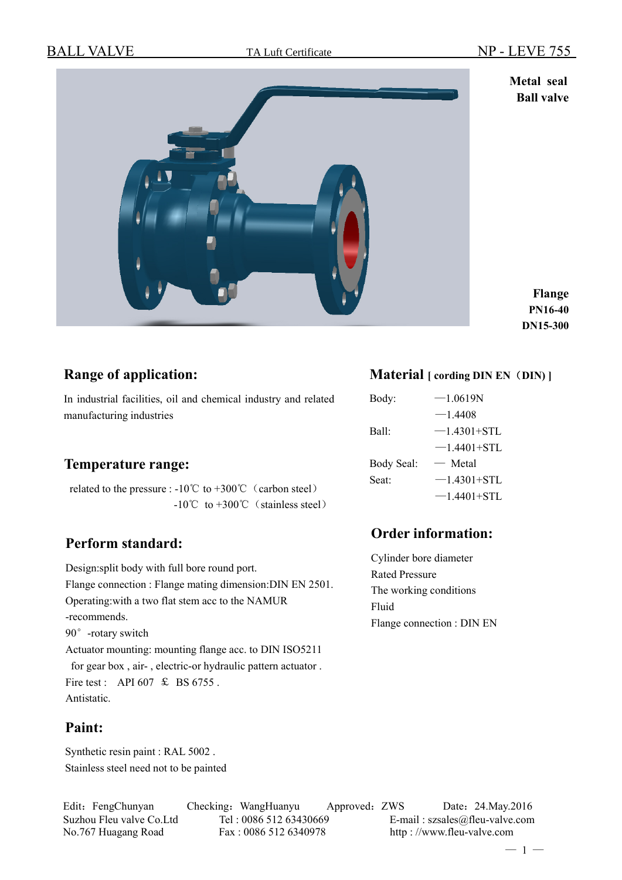BALL VALVE TA Luft Certificate NP - LEVE 755

**Metal seal Ball valve**

**Flange**
**PN16-40**
**DN15-300**

## Range of application:

In industrial facilities, oil and chemical industry and related manufacturing industries

## Temperature range:

related to the pressure : -10℃ to +300℃（carbon steel）
-10℃ to +300℃（stainless steel）

## Perform standard:

Design:split body with full bore round port.
Flange connection : Flange mating dimension:DIN EN 2501.
Operating:with a two flat stem acc to the NAMUR -recommends.
90° -rotary switch
Actuator mounting: mounting flange acc. to DIN ISO5211 for gear box , air- , electric-or hydraulic pattern actuator .
Fire test : API 607 £ BS 6755 .
Antistatic.

## Paint:

Synthetic resin paint : RAL 5002 .
Stainless steel need not to be painted

## Material [ cording DIN EN（DIN) ]

| | |
|---|---|
| Body: | —1.0619N |
| | —1.4408 |
| Ball: | —1.4301+STL |
| | —1.4401+STL |
| Body Seal: | — Metal |
| Seat: | —1.4301+STL |
| | —1.4401+STL |

## Order information:

Cylinder bore diameter
Rated Pressure
The working conditions
Fluid
Flange connection : DIN EN

Edit：FengChunyan Checking：WangHuanyu Approved：ZWS Date：24.May.2016
Suzhou Fleu valve Co.Ltd Tel : 0086 512 63430669 E-mail : szsales@fleu-valve.com
No.767 Huagang Road Fax : 0086 512 6340978 http : //www.fleu-valve.com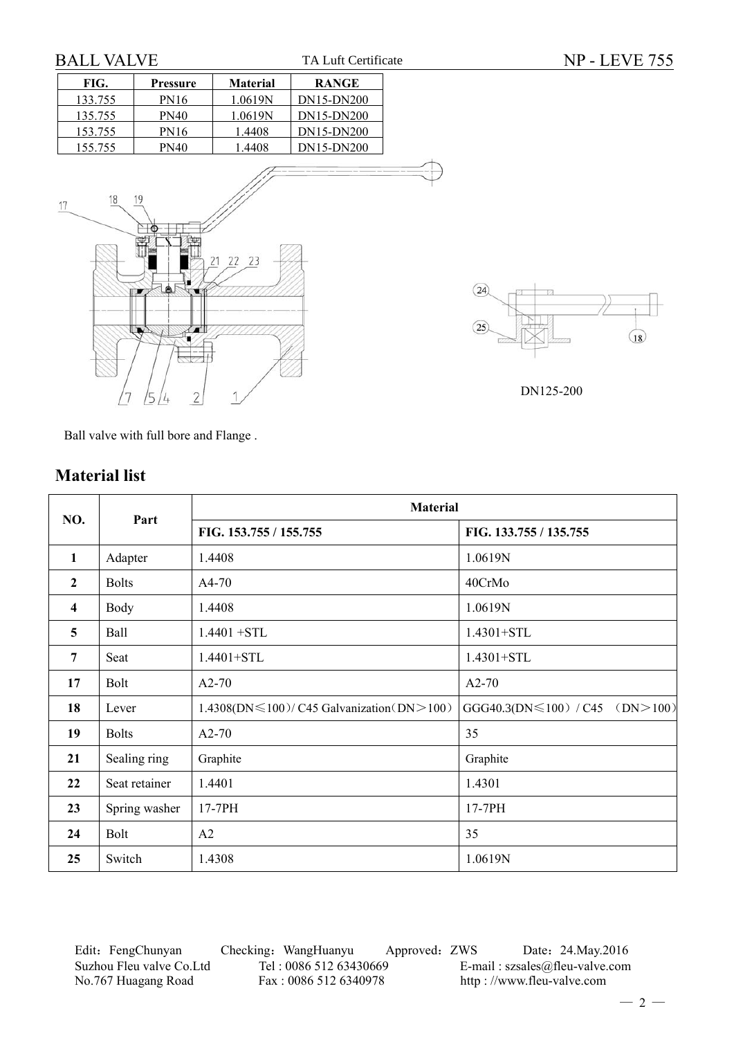BALL VALVE — TA Luft Certificate — NP - LEVE 755

| FIG. | Pressure | Material | RANGE |
|---|---|---|---|
| 133.755 | PN16 | 1.0619N | DN15-DN200 |
| 135.755 | PN40 | 1.0619N | DN15-DN200 |
| 153.755 | PN16 | 1.4408 | DN15-DN200 |
| 155.755 | PN40 | 1.4408 | DN15-DN200 |

DN125-200

Ball valve with full bore and Flange .

## Material list

| NO. | Part | Material | |
|---|---|---|---|
| | | FIG. 153.755 / 155.755 | FIG. 133.755 / 135.755 |
| 1 | Adapter | 1.4408 | 1.0619N |
| 2 | Bolts | A4-70 | 40CrMo |
| 4 | Body | 1.4408 | 1.0619N |
| 5 | Ball | 1.4401 +STL | 1.4301+STL |
| 7 | Seat | 1.4401+STL | 1.4301+STL |
| 17 | Bolt | A2-70 | A2-70 |
| 18 | Lever | 1.4308(DN≤100)/ C45 Galvanization(DN＞100) | GGG40.3(DN≤100) / C45 (DN＞100) |
| 19 | Bolts | A2-70 | 35 |
| 21 | Sealing ring | Graphite | Graphite |
| 22 | Seat retainer | 1.4401 | 1.4301 |
| 23 | Spring washer | 17-7PH | 17-7PH |
| 24 | Bolt | A2 | 35 |
| 25 | Switch | 1.4308 | 1.0619N |

Edit：FengChunyan  Checking：WangHuanyu  Approved：ZWS  Date：24.May.2016
Suzhou Fleu valve Co.Ltd  Tel : 0086 512 63430669  E-mail : szsales@fleu-valve.com
No.767 Huagang Road  Fax : 0086 512 6340978  http : //www.fleu-valve.com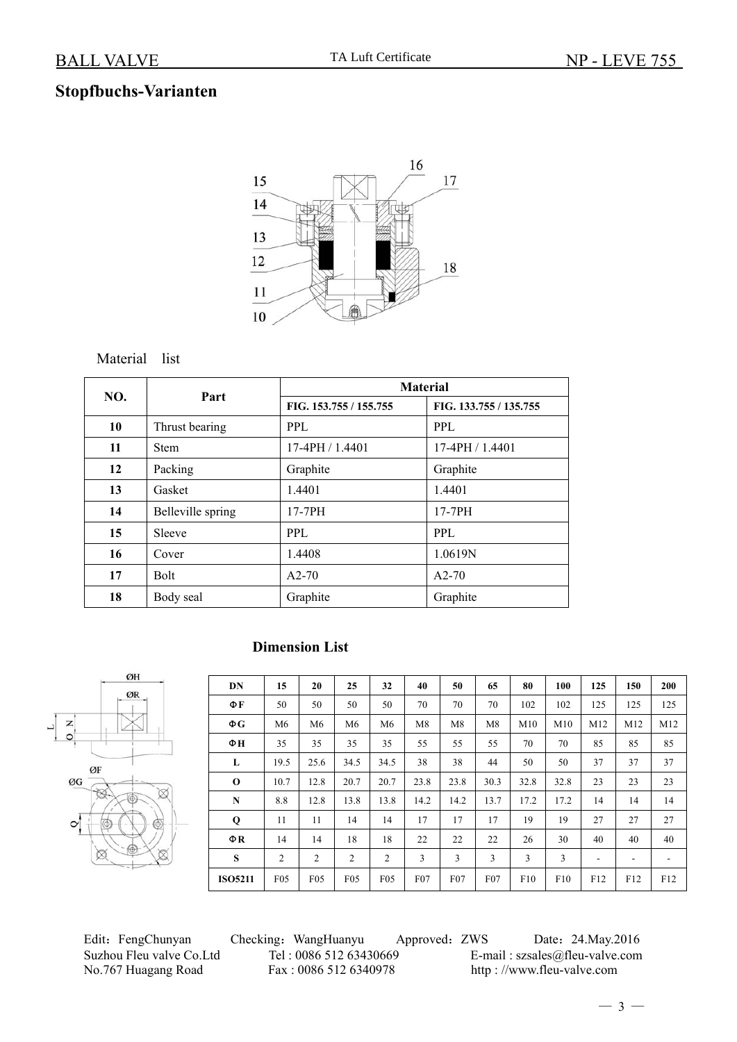## Stopfbuchs-Varianten

Material list

| NO. | Part | Material | |
|---|---|---|---|
| | | FIG. 153.755 / 155.755 | FIG. 133.755 / 135.755 |
| 10 | Thrust bearing | PPL | PPL |
| 11 | Stem | 17-4PH / 1.4401 | 17-4PH / 1.4401 |
| 12 | Packing | Graphite | Graphite |
| 13 | Gasket | 1.4401 | 1.4401 |
| 14 | Belleville spring | 17-7PH | 17-7PH |
| 15 | Sleeve | PPL | PPL |
| 16 | Cover | 1.4408 | 1.0619N |
| 17 | Bolt | A2-70 | A2-70 |
| 18 | Body seal | Graphite | Graphite |

### Dimension List

| DN | 15 | 20 | 25 | 32 | 40 | 50 | 65 | 80 | 100 | 125 | 150 | 200 |
|---|---|---|---|---|---|---|---|---|---|---|---|---|
| ΦF | 50 | 50 | 50 | 50 | 70 | 70 | 70 | 102 | 102 | 125 | 125 | 125 |
| ΦG | M6 | M6 | M6 | M6 | M8 | M8 | M8 | M10 | M10 | M12 | M12 | M12 |
| ΦH | 35 | 35 | 35 | 35 | 55 | 55 | 55 | 70 | 70 | 85 | 85 | 85 |
| L | 19.5 | 25.6 | 34.5 | 34.5 | 38 | 38 | 44 | 50 | 50 | 37 | 37 | 37 |
| O | 10.7 | 12.8 | 20.7 | 20.7 | 23.8 | 23.8 | 30.3 | 32.8 | 32.8 | 23 | 23 | 23 |
| N | 8.8 | 12.8 | 13.8 | 13.8 | 14.2 | 14.2 | 13.7 | 17.2 | 17.2 | 14 | 14 | 14 |
| Q | 11 | 11 | 14 | 14 | 17 | 17 | 17 | 19 | 19 | 27 | 27 | 27 |
| ΦR | 14 | 14 | 18 | 18 | 22 | 22 | 22 | 26 | 30 | 40 | 40 | 40 |
| S | 2 | 2 | 2 | 2 | 3 | 3 | 3 | 3 | 3 | - | - | - |
| ISO5211 | F05 | F05 | F05 | F05 | F07 | F07 | F07 | F10 | F10 | F12 | F12 | F12 |

Edit：FengChunyan Checking：WangHuanyu Approved：ZWS Date：24.May.2016
Suzhou Fleu valve Co.Ltd Tel : 0086 512 63430669 E-mail : szsales@fleu-valve.com
No.767 Huagang Road Fax : 0086 512 6340978 http : //www.fleu-valve.com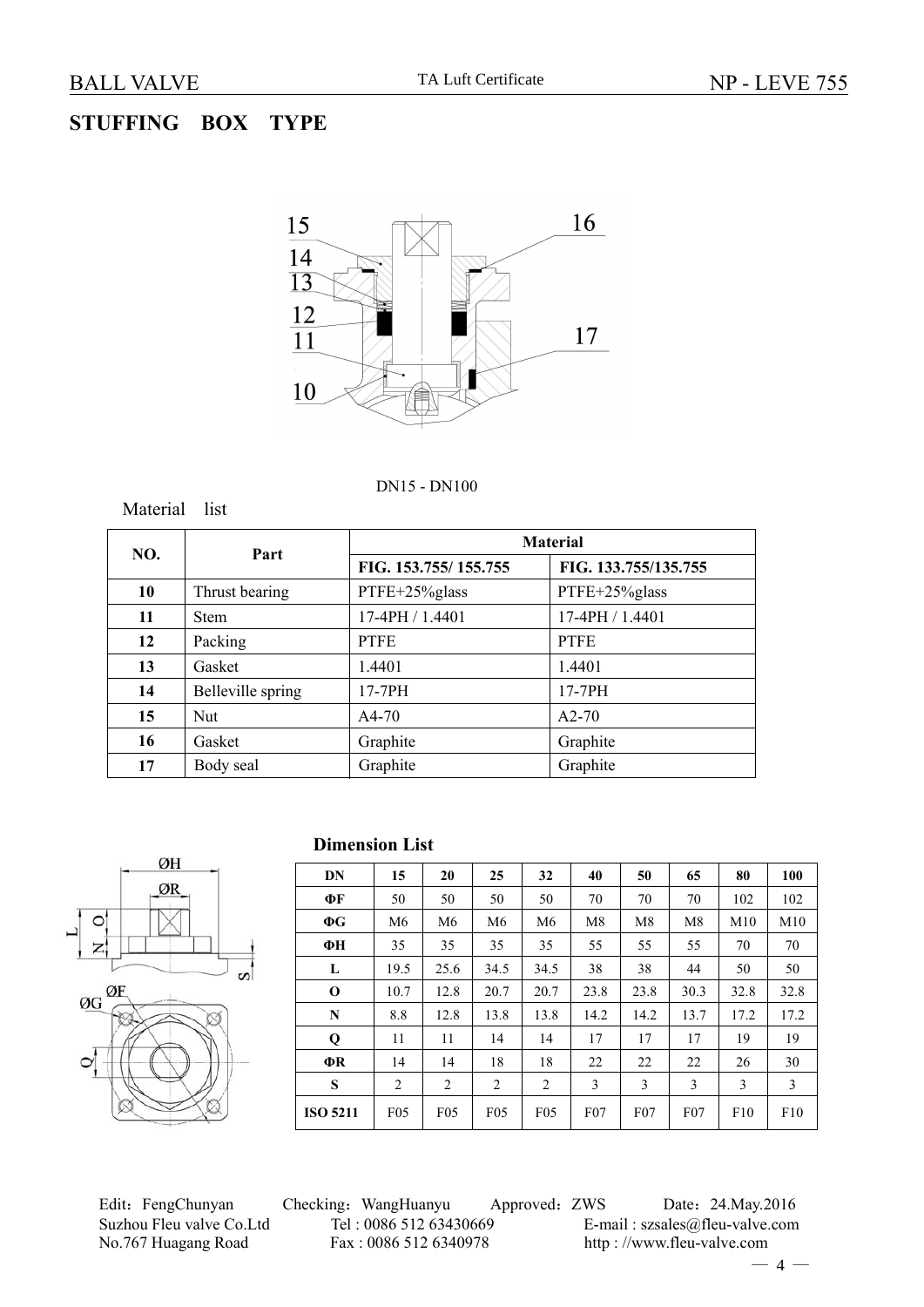## STUFFING BOX TYPE

DN15 - DN100

Material list

| NO. | Part | Material | |
|---|---|---|---|
| | | FIG. 153.755/ 155.755 | FIG. 133.755/135.755 |
| 10 | Thrust bearing | PTFE+25%glass | PTFE+25%glass |
| 11 | Stem | 17-4PH / 1.4401 | 17-4PH / 1.4401 |
| 12 | Packing | PTFE | PTFE |
| 13 | Gasket | 1.4401 | 1.4401 |
| 14 | Belleville spring | 17-7PH | 17-7PH |
| 15 | Nut | A4-70 | A2-70 |
| 16 | Gasket | Graphite | Graphite |
| 17 | Body seal | Graphite | Graphite |

**Dimension List**

| DN | 15 | 20 | 25 | 32 | 40 | 50 | 65 | 80 | 100 |
|---|---|---|---|---|---|---|---|---|---|
| ΦF | 50 | 50 | 50 | 50 | 70 | 70 | 70 | 102 | 102 |
| ΦG | M6 | M6 | M6 | M6 | M8 | M8 | M8 | M10 | M10 |
| ΦH | 35 | 35 | 35 | 35 | 55 | 55 | 55 | 70 | 70 |
| L | 19.5 | 25.6 | 34.5 | 34.5 | 38 | 38 | 44 | 50 | 50 |
| O | 10.7 | 12.8 | 20.7 | 20.7 | 23.8 | 23.8 | 30.3 | 32.8 | 32.8 |
| N | 8.8 | 12.8 | 13.8 | 13.8 | 14.2 | 14.2 | 13.7 | 17.2 | 17.2 |
| Q | 11 | 11 | 14 | 14 | 17 | 17 | 17 | 19 | 19 |
| ΦR | 14 | 14 | 18 | 18 | 22 | 22 | 22 | 26 | 30 |
| S | 2 | 2 | 2 | 2 | 3 | 3 | 3 | 3 | 3 |
| ISO 5211 | F05 | F05 | F05 | F05 | F07 | F07 | F07 | F10 | F10 |

Edit：FengChunyan　Checking：WangHuanyu　Approved：ZWS　Date：24.May.2016
Suzhou Fleu valve Co.Ltd　Tel : 0086 512 63430669　E-mail : szsales@fleu-valve.com
No.767 Huagang Road　Fax : 0086 512 6340978　http : //www.fleu-valve.com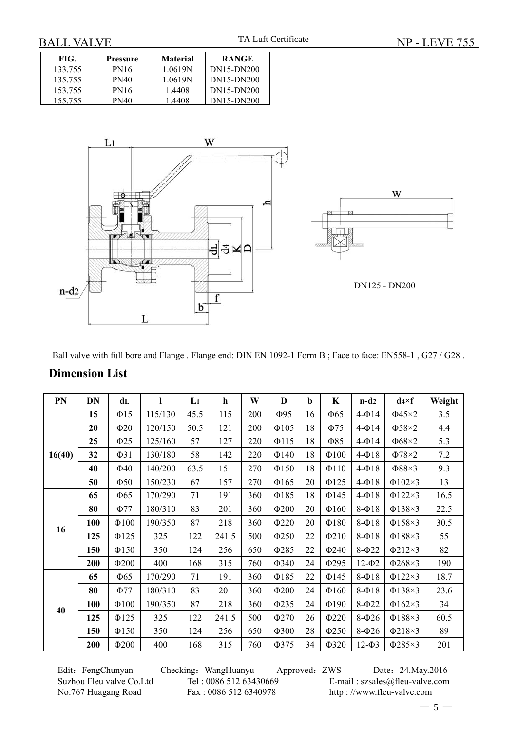# BALL VALVE

TA Luft Certificate

NP - LEVE 755

| FIG. | Pressure | Material | RANGE |
|---|---|---|---|
| 133.755 | PN16 | 1.0619N | DN15-DN200 |
| 135.755 | PN40 | 1.0619N | DN15-DN200 |
| 153.755 | PN16 | 1.4408 | DN15-DN200 |
| 155.755 | PN40 | 1.4408 | DN15-DN200 |

DN125 - DN200

Ball valve with full bore and Flange . Flange end: DIN EN 1092-1 Form B ; Face to face: EN558-1 , G27 / G28 .

## Dimension List

| PN | DN | $d_L$ | l | $L_1$ | h | W | D | b | K | n-$d_2$ | $d_4$×f | Weight |
|---|---|---|---|---|---|---|---|---|---|---|---|---|
| 16(40) | 15 | Φ15 | 115/130 | 45.5 | 115 | 200 | Φ95 | 16 | Φ65 | 4-Φ14 | Φ45×2 | 3.5 |
| | 20 | Φ20 | 120/150 | 50.5 | 121 | 200 | Φ105 | 18 | Φ75 | 4-Φ14 | Φ58×2 | 4.4 |
| | 25 | Φ25 | 125/160 | 57 | 127 | 220 | Φ115 | 18 | Φ85 | 4-Φ14 | Φ68×2 | 5.3 |
| | 32 | Φ31 | 130/180 | 58 | 142 | 220 | Φ140 | 18 | Φ100 | 4-Φ18 | Φ78×2 | 7.2 |
| | 40 | Φ40 | 140/200 | 63.5 | 151 | 270 | Φ150 | 18 | Φ110 | 4-Φ18 | Φ88×3 | 9.3 |
| | 50 | Φ50 | 150/230 | 67 | 157 | 270 | Φ165 | 20 | Φ125 | 4-Φ18 | Φ102×3 | 13 |
| 16 | 65 | Φ65 | 170/290 | 71 | 191 | 360 | Φ185 | 18 | Φ145 | 4-Φ18 | Φ122×3 | 16.5 |
| | 80 | Φ77 | 180/310 | 83 | 201 | 360 | Φ200 | 20 | Φ160 | 8-Φ18 | Φ138×3 | 22.5 |
| | 100 | Φ100 | 190/350 | 87 | 218 | 360 | Φ220 | 20 | Φ180 | 8-Φ18 | Φ158×3 | 30.5 |
| | 125 | Φ125 | 325 | 122 | 241.5 | 500 | Φ250 | 22 | Φ210 | 8-Φ18 | Φ188×3 | 55 |
| | 150 | Φ150 | 350 | 124 | 256 | 650 | Φ285 | 22 | Φ240 | 8-Φ22 | Φ212×3 | 82 |
| | 200 | Φ200 | 400 | 168 | 315 | 760 | Φ340 | 24 | Φ295 | 12-Φ2 | Φ268×3 | 190 |
| 40 | 65 | Φ65 | 170/290 | 71 | 191 | 360 | Φ185 | 22 | Φ145 | 8-Φ18 | Φ122×3 | 18.7 |
| | 80 | Φ77 | 180/310 | 83 | 201 | 360 | Φ200 | 24 | Φ160 | 8-Φ18 | Φ138×3 | 23.6 |
| | 100 | Φ100 | 190/350 | 87 | 218 | 360 | Φ235 | 24 | Φ190 | 8-Φ22 | Φ162×3 | 34 |
| | 125 | Φ125 | 325 | 122 | 241.5 | 500 | Φ270 | 26 | Φ220 | 8-Φ26 | Φ188×3 | 60.5 |
| | 150 | Φ150 | 350 | 124 | 256 | 650 | Φ300 | 28 | Φ250 | 8-Φ26 | Φ218×3 | 89 |
| | 200 | Φ200 | 400 | 168 | 315 | 760 | Φ375 | 34 | Φ320 | 12-Φ3 | Φ285×3 | 201 |

Edit：FengChunyan　Checking：WangHuanyu　Approved：ZWS　Date：24.May.2016

Suzhou Fleu valve Co.Ltd　Tel : 0086 512 63430669　E-mail : szsales@fleu-valve.com

No.767 Huagang Road　Fax : 0086 512 6340978　http : //www.fleu-valve.com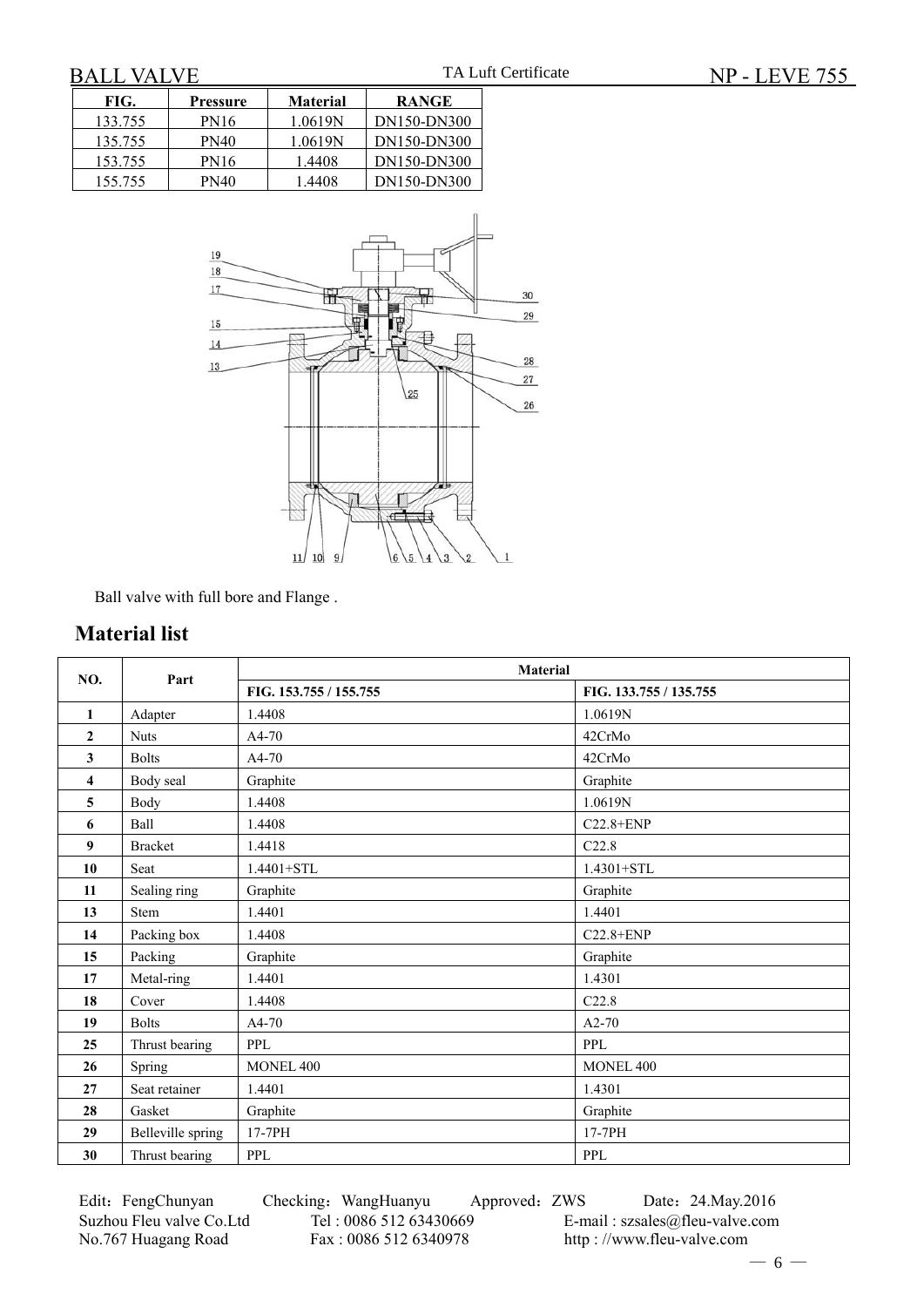BALL VALVE — TA Luft Certificate — NP - LEVE 755

| FIG. | Pressure | Material | RANGE |
|---|---|---|---|
| 133.755 | PN16 | 1.0619N | DN150-DN300 |
| 135.755 | PN40 | 1.0619N | DN150-DN300 |
| 153.755 | PN16 | 1.4408 | DN150-DN300 |
| 155.755 | PN40 | 1.4408 | DN150-DN300 |

Ball valve with full bore and Flange .

## Material list

| NO. | Part | Material | |
|---|---|---|---|
| | | FIG. 153.755 / 155.755 | FIG. 133.755 / 135.755 |
| 1 | Adapter | 1.4408 | 1.0619N |
| 2 | Nuts | A4-70 | 42CrMo |
| 3 | Bolts | A4-70 | 42CrMo |
| 4 | Body seal | Graphite | Graphite |
| 5 | Body | 1.4408 | 1.0619N |
| 6 | Ball | 1.4408 | C22.8+ENP |
| 9 | Bracket | 1.4418 | C22.8 |
| 10 | Seat | 1.4401+STL | 1.4301+STL |
| 11 | Sealing ring | Graphite | Graphite |
| 13 | Stem | 1.4401 | 1.4401 |
| 14 | Packing box | 1.4408 | C22.8+ENP |
| 15 | Packing | Graphite | Graphite |
| 17 | Metal-ring | 1.4401 | 1.4301 |
| 18 | Cover | 1.4408 | C22.8 |
| 19 | Bolts | A4-70 | A2-70 |
| 25 | Thrust bearing | PPL | PPL |
| 26 | Spring | MONEL 400 | MONEL 400 |
| 27 | Seat retainer | 1.4401 | 1.4301 |
| 28 | Gasket | Graphite | Graphite |
| 29 | Belleville spring | 17-7PH | 17-7PH |
| 30 | Thrust bearing | PPL | PPL |

Edit：FengChunyan    Checking：WangHuanyu    Approved：ZWS    Date：24.May.2016
Suzhou Fleu valve Co.Ltd    Tel : 0086 512 63430669    E-mail : szsales@fleu-valve.com
No.767 Huagang Road    Fax : 0086 512 6340978    http : //www.fleu-valve.com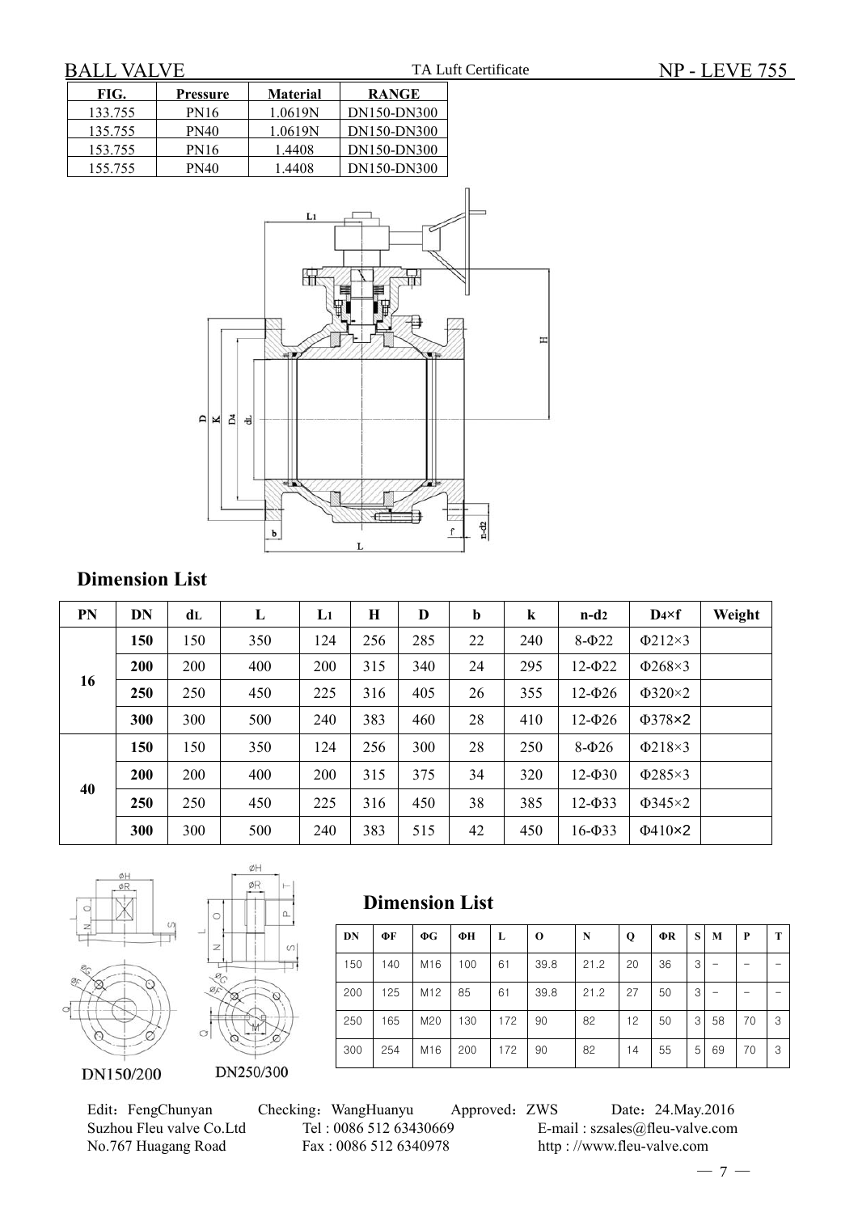BALL VALVE TA Luft Certificate NP - LEVE 755

| FIG. | Pressure | Material | RANGE |
|---|---|---|---|
| 133.755 | PN16 | 1.0619N | DN150-DN300 |
| 135.755 | PN40 | 1.0619N | DN150-DN300 |
| 153.755 | PN16 | 1.4408 | DN150-DN300 |
| 155.755 | PN40 | 1.4408 | DN150-DN300 |

## Dimension List

| PN | DN | dL | L | L1 | H | D | b | k | n-d2 | D4×f | Weight |
|---|---|---|---|---|---|---|---|---|---|---|---|
| 16 | **150** | 150 | 350 | 124 | 256 | 285 | 22 | 240 | 8-Φ22 | Φ212×3 | |
| | **200** | 200 | 400 | 200 | 315 | 340 | 24 | 295 | 12-Φ22 | Φ268×3 | |
| | **250** | 250 | 450 | 225 | 316 | 405 | 26 | 355 | 12-Φ26 | Φ320×2 | |
| | **300** | 300 | 500 | 240 | 383 | 460 | 28 | 410 | 12-Φ26 | Φ378×2 | |
| 40 | **150** | 150 | 350 | 124 | 256 | 300 | 28 | 250 | 8-Φ26 | Φ218×3 | |
| | **200** | 200 | 400 | 200 | 315 | 375 | 34 | 320 | 12-Φ30 | Φ285×3 | |
| | **250** | 250 | 450 | 225 | 316 | 450 | 38 | 385 | 12-Φ33 | Φ345×2 | |
| | **300** | 300 | 500 | 240 | 383 | 515 | 42 | 450 | 16-Φ33 | Φ410×2 | |

DN150/200 DN250/300

## Dimension List

| DN | ΦF | ΦG | ΦH | L | O | N | Q | ΦR | S | M | P | T |
|---|---|---|---|---|---|---|---|---|---|---|---|---|
| 150 | 140 | M16 | 100 | 61 | 39.8 | 21.2 | 20 | 36 | 3 | – | – | – |
| 200 | 125 | M12 | 85 | 61 | 39.8 | 21.2 | 27 | 50 | 3 | – | – | – |
| 250 | 165 | M20 | 130 | 172 | 90 | 82 | 12 | 50 | 3 | 58 | 70 | 3 |
| 300 | 254 | M16 | 200 | 172 | 90 | 82 | 14 | 55 | 5 | 69 | 70 | 3 |

Edit：FengChunyan Checking：WangHuanyu Approved：ZWS Date：24.May.2016
Suzhou Fleu valve Co.Ltd Tel : 0086 512 63430669 E-mail : szsales@fleu-valve.com
No.767 Huagang Road Fax : 0086 512 6340978 http : //www.fleu-valve.com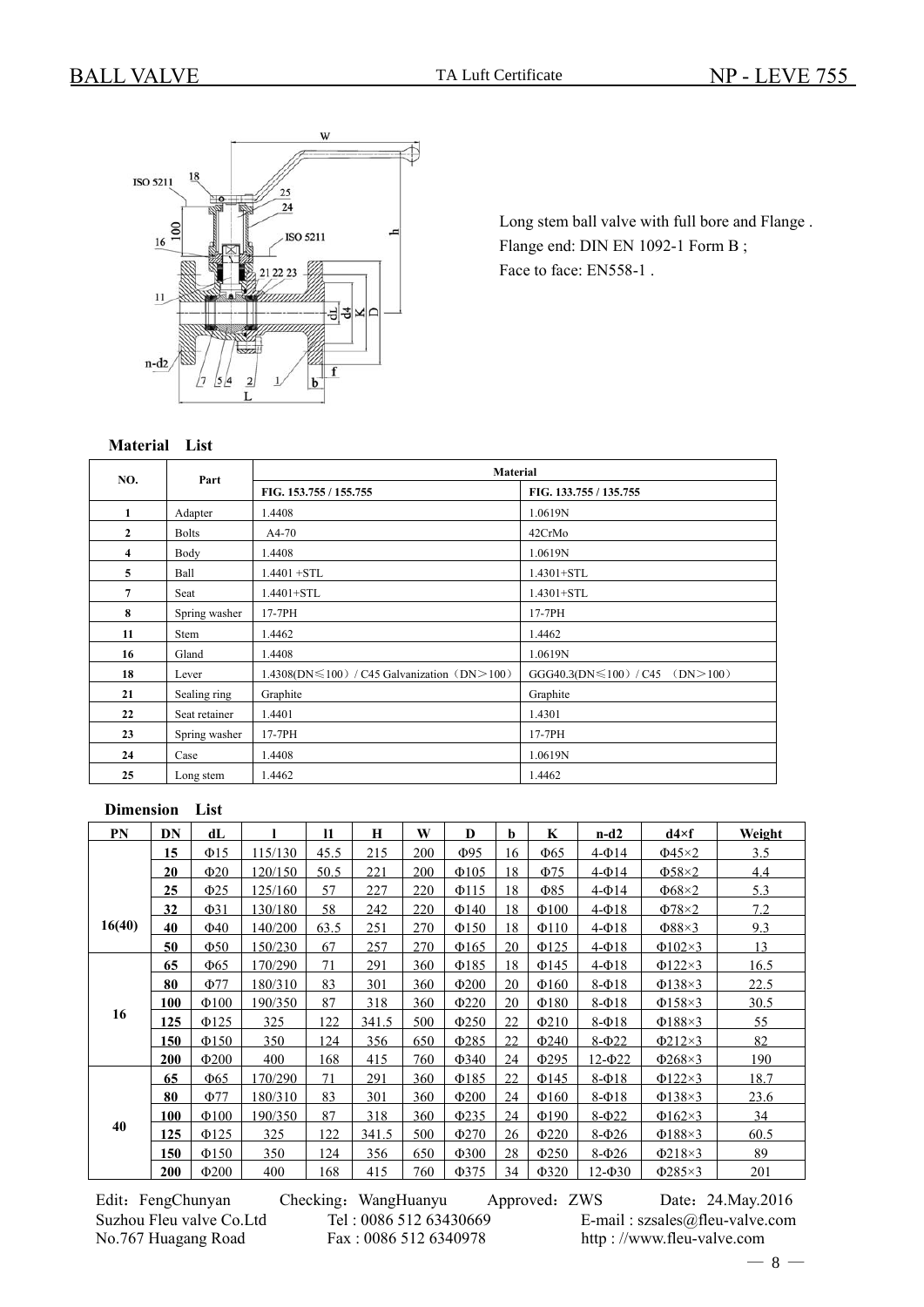# BALL VALVE

TA Luft Certificate

NP - LEVE 755

Long stem ball valve with full bore and Flange .
Flange end: DIN EN 1092-1 Form B ;
Face to face: EN558-1 .

**Material List**

| NO. | Part | Material | |
|---|---|---|---|
| | | FIG. 153.755 / 155.755 | FIG. 133.755 / 135.755 |
| 1 | Adapter | 1.4408 | 1.0619N |
| 2 | Bolts | A4-70 | 42CrMo |
| 4 | Body | 1.4408 | 1.0619N |
| 5 | Ball | 1.4401 +STL | 1.4301+STL |
| 7 | Seat | 1.4401+STL | 1.4301+STL |
| 8 | Spring washer | 17-7PH | 17-7PH |
| 11 | Stem | 1.4462 | 1.4462 |
| 16 | Gland | 1.4408 | 1.0619N |
| 18 | Lever | 1.4308(DN≤100) / C45 Galvanization（DN＞100） | GGG40.3(DN≤100) / C45 （DN＞100） |
| 21 | Sealing ring | Graphite | Graphite |
| 22 | Seat retainer | 1.4401 | 1.4301 |
| 23 | Spring washer | 17-7PH | 17-7PH |
| 24 | Case | 1.4408 | 1.0619N |
| 25 | Long stem | 1.4462 | 1.4462 |

**Dimension List**

| PN | DN | dL | l | l1 | H | W | D | b | K | n-d2 | d4×f | Weight |
|---|---|---|---|---|---|---|---|---|---|---|---|---|
| 16(40) | 15 | Φ15 | 115/130 | 45.5 | 215 | 200 | Φ95 | 16 | Φ65 | 4-Φ14 | Φ45×2 | 3.5 |
| | 20 | Φ20 | 120/150 | 50.5 | 221 | 200 | Φ105 | 18 | Φ75 | 4-Φ14 | Φ58×2 | 4.4 |
| | 25 | Φ25 | 125/160 | 57 | 227 | 220 | Φ115 | 18 | Φ85 | 4-Φ14 | Φ68×2 | 5.3 |
| | 32 | Φ31 | 130/180 | 58 | 242 | 220 | Φ140 | 18 | Φ100 | 4-Φ18 | Φ78×2 | 7.2 |
| | 40 | Φ40 | 140/200 | 63.5 | 251 | 270 | Φ150 | 18 | Φ110 | 4-Φ18 | Φ88×3 | 9.3 |
| | 50 | Φ50 | 150/230 | 67 | 257 | 270 | Φ165 | 20 | Φ125 | 4-Φ18 | Φ102×3 | 13 |
| 16 | 65 | Φ65 | 170/290 | 71 | 291 | 360 | Φ185 | 18 | Φ145 | 4-Φ18 | Φ122×3 | 16.5 |
| | 80 | Φ77 | 180/310 | 83 | 301 | 360 | Φ200 | 20 | Φ160 | 8-Φ18 | Φ138×3 | 22.5 |
| | 100 | Φ100 | 190/350 | 87 | 318 | 360 | Φ220 | 20 | Φ180 | 8-Φ18 | Φ158×3 | 30.5 |
| | 125 | Φ125 | 325 | 122 | 341.5 | 500 | Φ250 | 22 | Φ210 | 8-Φ18 | Φ188×3 | 55 |
| | 150 | Φ150 | 350 | 124 | 356 | 650 | Φ285 | 22 | Φ240 | 8-Φ22 | Φ212×3 | 82 |
| | 200 | Φ200 | 400 | 168 | 415 | 760 | Φ340 | 24 | Φ295 | 12-Φ22 | Φ268×3 | 190 |
| 40 | 65 | Φ65 | 170/290 | 71 | 291 | 360 | Φ185 | 22 | Φ145 | 8-Φ18 | Φ122×3 | 18.7 |
| | 80 | Φ77 | 180/310 | 83 | 301 | 360 | Φ200 | 24 | Φ160 | 8-Φ18 | Φ138×3 | 23.6 |
| | 100 | Φ100 | 190/350 | 87 | 318 | 360 | Φ235 | 24 | Φ190 | 8-Φ22 | Φ162×3 | 34 |
| | 125 | Φ125 | 325 | 122 | 341.5 | 500 | Φ270 | 26 | Φ220 | 8-Φ26 | Φ188×3 | 60.5 |
| | 150 | Φ150 | 350 | 124 | 356 | 650 | Φ300 | 28 | Φ250 | 8-Φ26 | Φ218×3 | 89 |
| | 200 | Φ200 | 400 | 168 | 415 | 760 | Φ375 | 34 | Φ320 | 12-Φ30 | Φ285×3 | 201 |

Edit：FengChunyan Checking：WangHuanyu Approved：ZWS Date：24.May.2016
Suzhou Fleu valve Co.Ltd Tel : 0086 512 63430669 E-mail : szsales@fleu-valve.com
No.767 Huagang Road Fax : 0086 512 6340978 http : //www.fleu-valve.com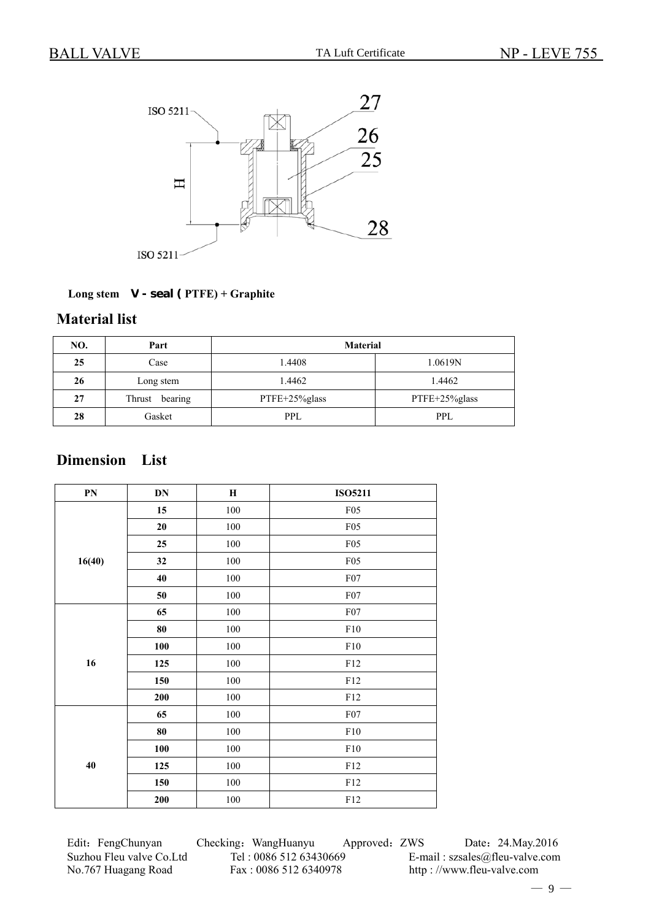Long stem **V - seal ( PTFE) + Graphite**

## Material list

| NO. | Part | Material | |
|---|---|---|---|
| 25 | Case | 1.4408 | 1.0619N |
| 26 | Long stem | 1.4462 | 1.4462 |
| 27 | Thrust bearing | PTFE+25%glass | PTFE+25%glass |
| 28 | Gasket | PPL | PPL |

## Dimension List

| PN | DN | H | ISO5211 |
|---|---|---|---|
| 16(40) | 15 | 100 | F05 |
| | 20 | 100 | F05 |
| | 25 | 100 | F05 |
| | 32 | 100 | F05 |
| | 40 | 100 | F07 |
| | 50 | 100 | F07 |
| 16 | 65 | 100 | F07 |
| | 80 | 100 | F10 |
| | 100 | 100 | F10 |
| | 125 | 100 | F12 |
| | 150 | 100 | F12 |
| | 200 | 100 | F12 |
| 40 | 65 | 100 | F07 |
| | 80 | 100 | F10 |
| | 100 | 100 | F10 |
| | 125 | 100 | F12 |
| | 150 | 100 | F12 |
| | 200 | 100 | F12 |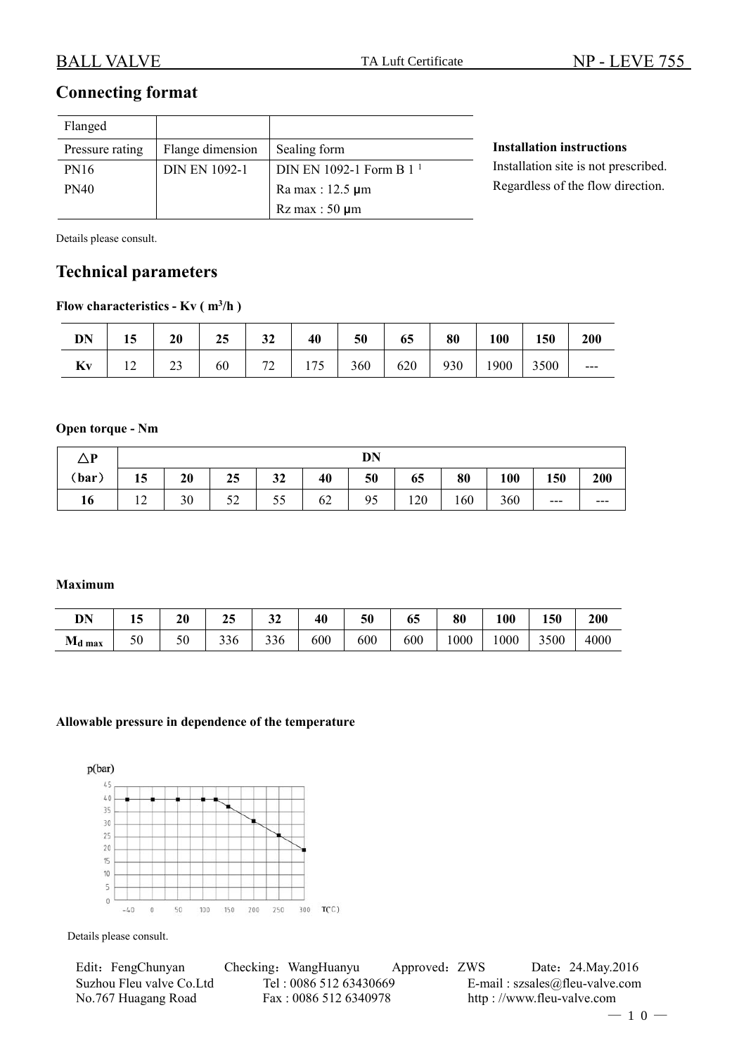## Connecting format

| Flanged | | |
|---|---|---|
| Pressure rating | Flange dimension | Sealing form |
| PN16<br>PN40 | DIN EN 1092-1 | DIN EN 1092-1 Form B 1 [1]<br>Ra max : 12.5 μm<br>Rz max : 50 μm |

**Installation instructions**

Installation site is not prescribed.

Regardless of the flow direction.

Details please consult.

## Technical parameters

**Flow characteristics - Kv ( $m^3/h$ )**

| DN | 15 | 20 | 25 | 32 | 40 | 50 | 65 | 80 | 100 | 150 | 200 |
|---|---|---|---|---|---|---|---|---|---|---|---|
| Kv | 12 | 23 | 60 | 72 | 175 | 360 | 620 | 930 | 1900 | 3500 | --- |

**Open torque - Nm**

| △P (bar) | DN | | | | | | | | | | |
|---|---|---|---|---|---|---|---|---|---|---|---|
| | 15 | 20 | 25 | 32 | 40 | 50 | 65 | 80 | 100 | 150 | 200 |
| 16 | 12 | 30 | 52 | 55 | 62 | 95 | 120 | 160 | 360 | --- | --- |

**Maximum**

| DN | 15 | 20 | 25 | 32 | 40 | 50 | 65 | 80 | 100 | 150 | 200 |
|---|---|---|---|---|---|---|---|---|---|---|---|
| $M_{d\,max}$ | 50 | 50 | 336 | 336 | 600 | 600 | 600 | 1000 | 1000 | 3500 | 4000 |

**Allowable pressure in dependence of the temperature**

p(bar)
45
40
35
30
25
20
15
10
5
0
-40 0 50 100 150 200 250 300 T(℃)

Details please consult.

Edit：FengChunyan　Checking：WangHuanyu　Approved：ZWS　Date：24.May.2016

Suzhou Fleu valve Co.Ltd　Tel : 0086 512 63430669　E-mail : szsales@fleu-valve.com

No.767 Huagang Road　Fax : 0086 512 6340978　http : //www.fleu-valve.com